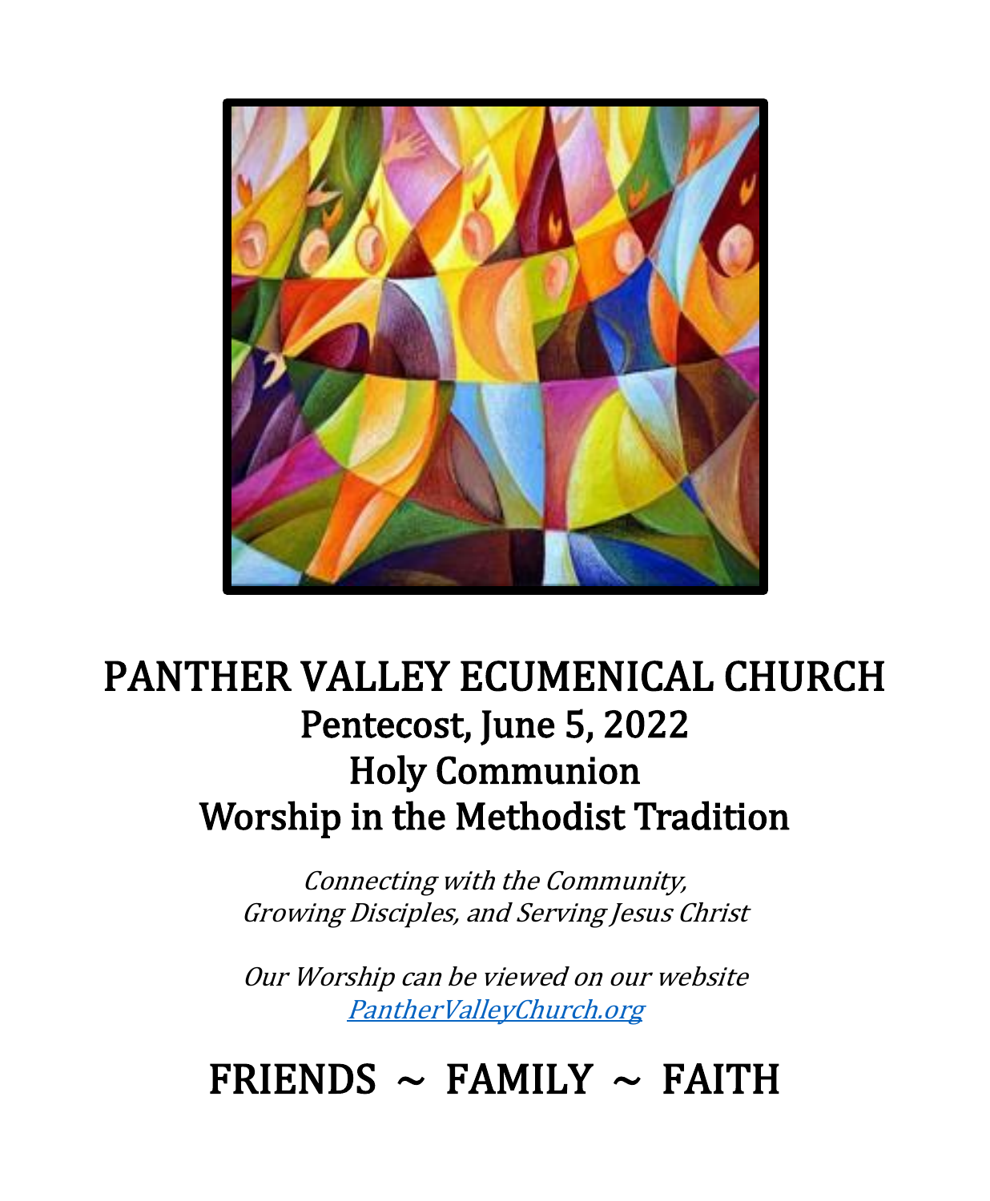# PANTHER VALLEY ECUMENICAL CHURCH

## Pentecost, June 5, 2022
## Holy Communion
## Worship in the Methodist Tradition

*Connecting with the Community,*
*Growing Disciples, and Serving Jesus Christ*

*Our Worship can be viewed on our website*
*[PantherValleyChurch.org](PantherValleyChurch.org)*

## FRIENDS ~ FAMILY ~ FAITH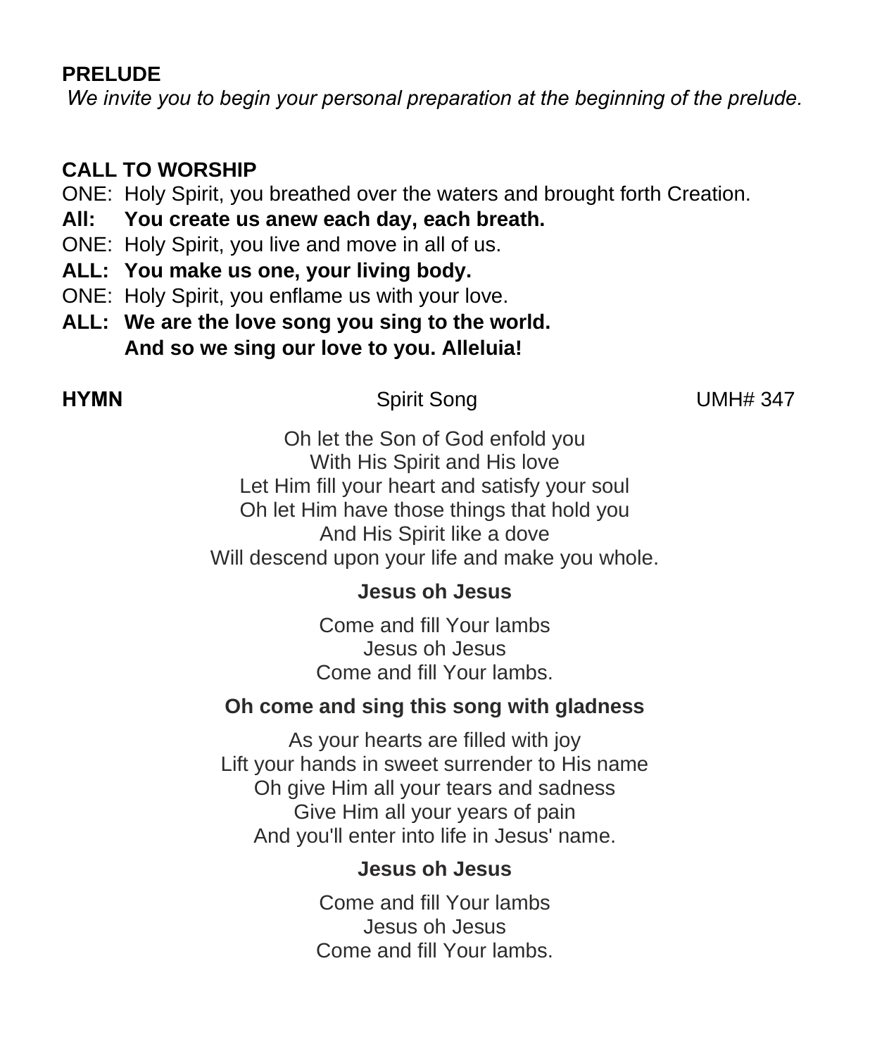**PRELUDE**

*We invite you to begin your personal preparation at the beginning of the prelude.*

**CALL TO WORSHIP**

ONE: Holy Spirit, you breathed over the waters and brought forth Creation.

**All: You create us anew each day, each breath.**

ONE: Holy Spirit, you live and move in all of us.

**ALL: You make us one, your living body.**

ONE: Holy Spirit, you enflame us with your love.

**ALL: We are the love song you sing to the world.
And so we sing our love to you. Alleluia!**

**HYMN** Spirit Song UMH# 347

Oh let the Son of God enfold you
With His Spirit and His love
Let Him fill your heart and satisfy your soul
Oh let Him have those things that hold you
And His Spirit like a dove
Will descend upon your life and make you whole.

**Jesus oh Jesus**

Come and fill Your lambs
Jesus oh Jesus
Come and fill Your lambs.

**Oh come and sing this song with gladness**

As your hearts are filled with joy
Lift your hands in sweet surrender to His name
Oh give Him all your tears and sadness
Give Him all your years of pain
And you'll enter into life in Jesus' name.

**Jesus oh Jesus**

Come and fill Your lambs
Jesus oh Jesus
Come and fill Your lambs.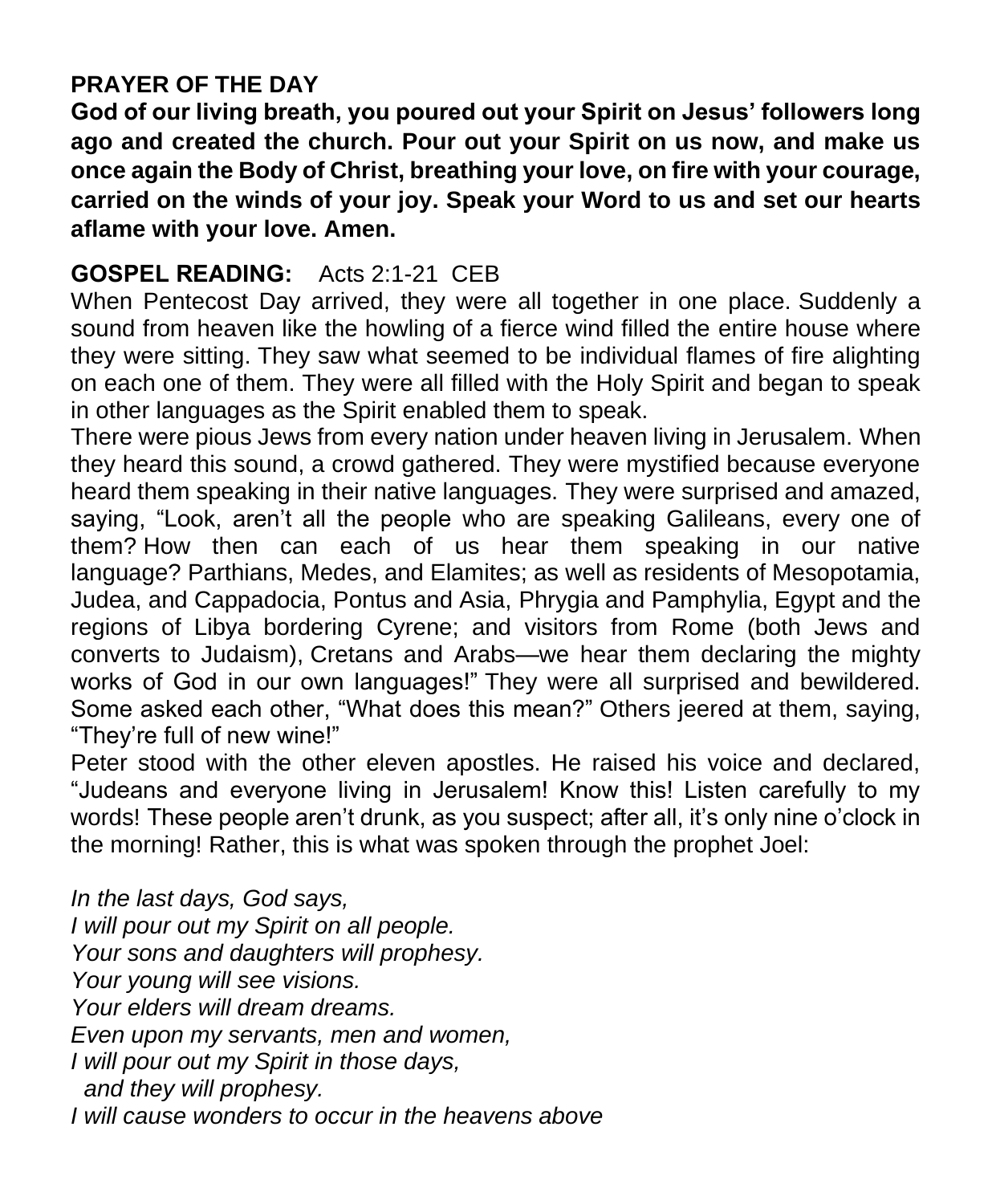**PRAYER OF THE DAY**

**God of our living breath, you poured out your Spirit on Jesus' followers long ago and created the church. Pour out your Spirit on us now, and make us once again the Body of Christ, breathing your love, on fire with your courage, carried on the winds of your joy. Speak your Word to us and set our hearts aflame with your love. Amen.**

**GOSPEL READING:** Acts 2:1-21 CEB

When Pentecost Day arrived, they were all together in one place. Suddenly a sound from heaven like the howling of a fierce wind filled the entire house where they were sitting. They saw what seemed to be individual flames of fire alighting on each one of them. They were all filled with the Holy Spirit and began to speak in other languages as the Spirit enabled them to speak.

There were pious Jews from every nation under heaven living in Jerusalem. When they heard this sound, a crowd gathered. They were mystified because everyone heard them speaking in their native languages. They were surprised and amazed, saying, "Look, aren't all the people who are speaking Galileans, every one of them? How then can each of us hear them speaking in our native language? Parthians, Medes, and Elamites; as well as residents of Mesopotamia, Judea, and Cappadocia, Pontus and Asia, Phrygia and Pamphylia, Egypt and the regions of Libya bordering Cyrene; and visitors from Rome (both Jews and converts to Judaism), Cretans and Arabs—we hear them declaring the mighty works of God in our own languages!" They were all surprised and bewildered. Some asked each other, "What does this mean?" Others jeered at them, saying, "They're full of new wine!"

Peter stood with the other eleven apostles. He raised his voice and declared, "Judeans and everyone living in Jerusalem! Know this! Listen carefully to my words! These people aren't drunk, as you suspect; after all, it's only nine o'clock in the morning! Rather, this is what was spoken through the prophet Joel:

*In the last days, God says,*
*I will pour out my Spirit on all people.*
*Your sons and daughters will prophesy.*
*Your young will see visions.*
*Your elders will dream dreams.*
*Even upon my servants, men and women,*
*I will pour out my Spirit in those days,*
*and they will prophesy.*
*I will cause wonders to occur in the heavens above*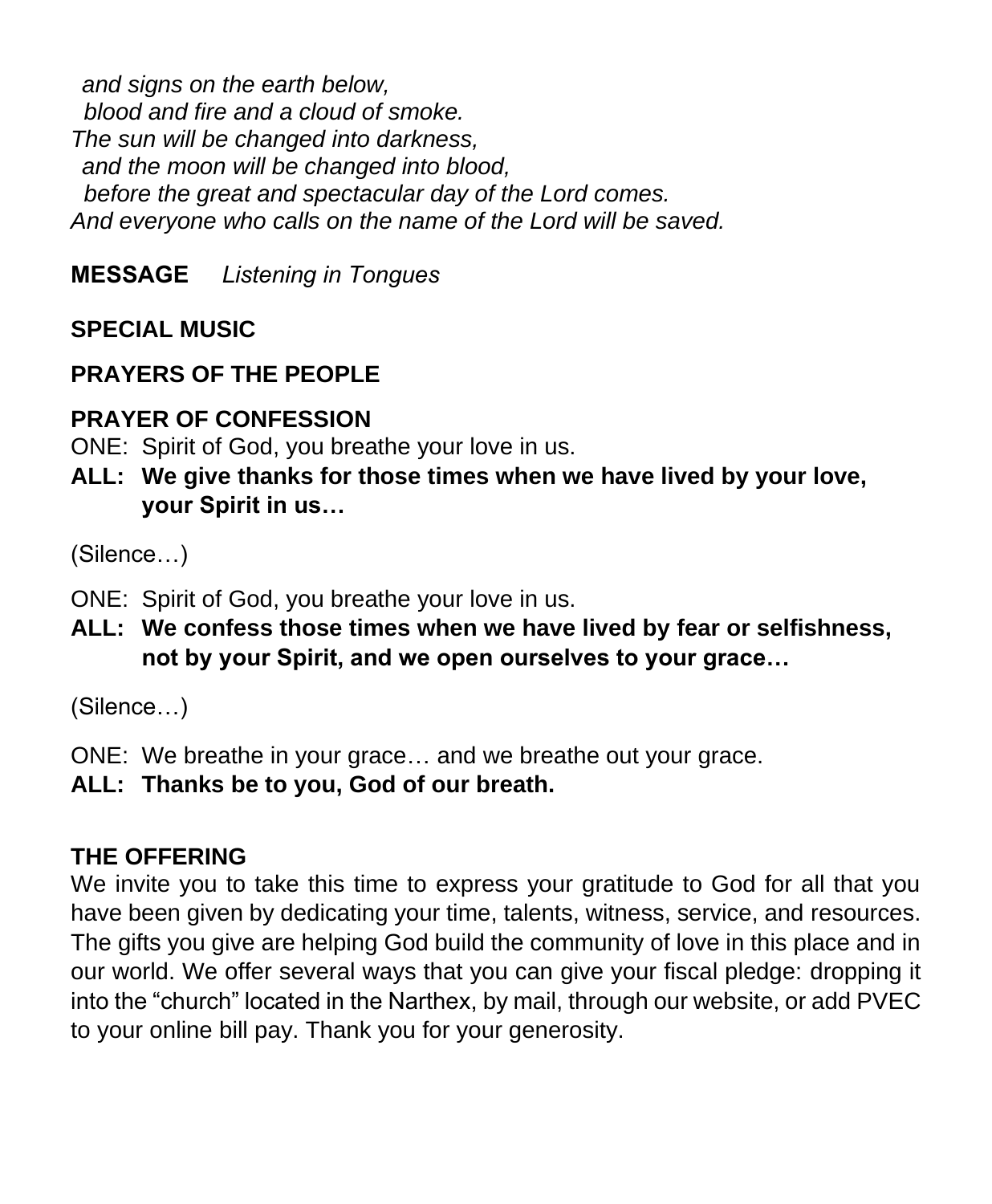*and signs on the earth below,*
*blood and fire and a cloud of smoke.*
*The sun will be changed into darkness,*
*and the moon will be changed into blood,*
*before the great and spectacular day of the Lord comes.*
*And everyone who calls on the name of the Lord will be saved.*

**MESSAGE** *Listening in Tongues*

**SPECIAL MUSIC**

**PRAYERS OF THE PEOPLE**

**PRAYER OF CONFESSION**

ONE: Spirit of God, you breathe your love in us.

**ALL: We give thanks for those times when we have lived by your love, your Spirit in us…**

(Silence…)

ONE: Spirit of God, you breathe your love in us.

**ALL: We confess those times when we have lived by fear or selfishness, not by your Spirit, and we open ourselves to your grace…**

(Silence…)

ONE: We breathe in your grace… and we breathe out your grace.

**ALL: Thanks be to you, God of our breath.**

**THE OFFERING**

We invite you to take this time to express your gratitude to God for all that you have been given by dedicating your time, talents, witness, service, and resources. The gifts you give are helping God build the community of love in this place and in our world. We offer several ways that you can give your fiscal pledge: dropping it into the "church" located in the Narthex, by mail, through our website, or add PVEC to your online bill pay. Thank you for your generosity.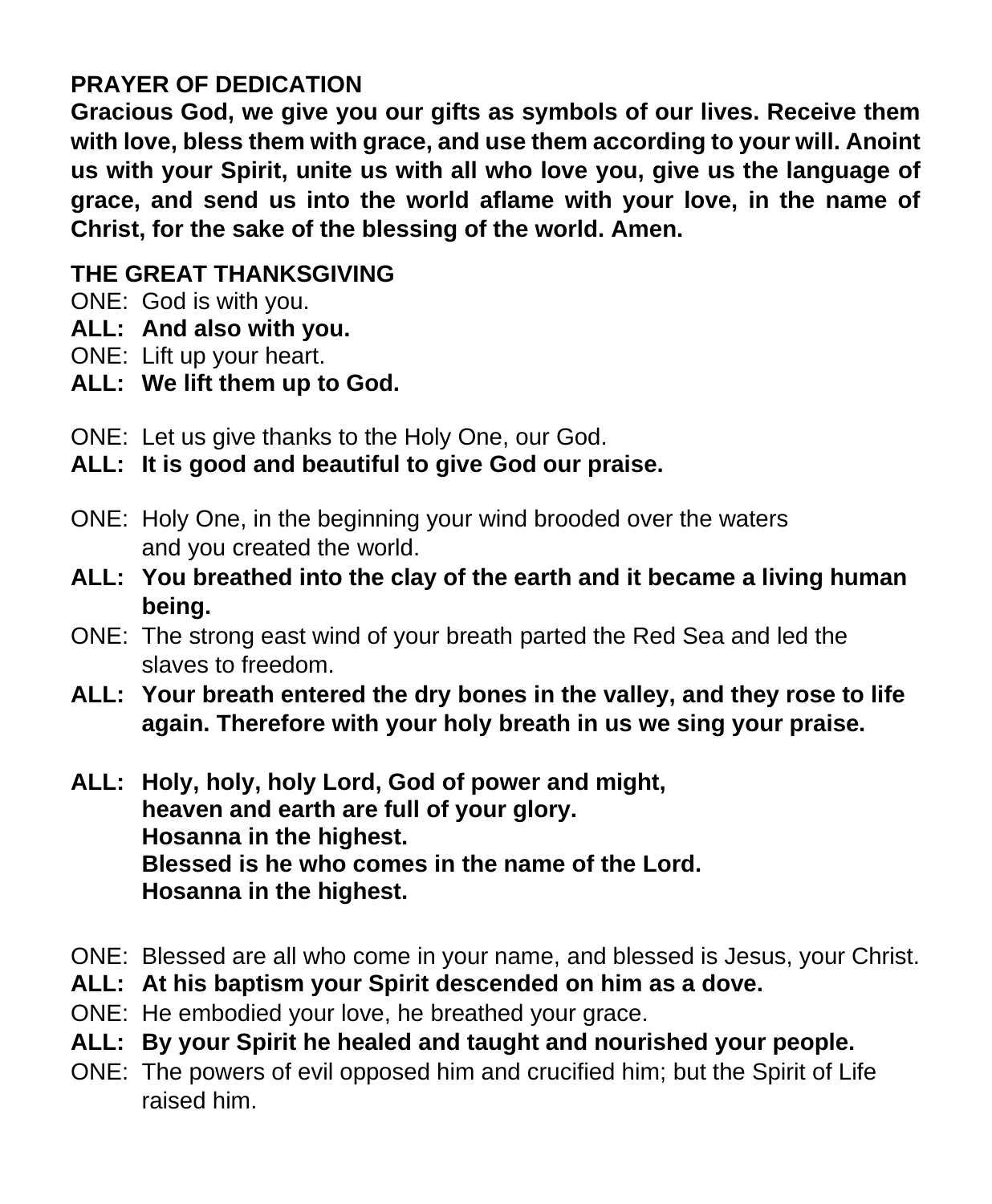**PRAYER OF DEDICATION**

**Gracious God, we give you our gifts as symbols of our lives. Receive them with love, bless them with grace, and use them according to your will. Anoint us with your Spirit, unite us with all who love you, give us the language of grace, and send us into the world aflame with your love, in the name of Christ, for the sake of the blessing of the world. Amen.**

**THE GREAT THANKSGIVING**

ONE: God is with you.
**ALL: And also with you.**
ONE: Lift up your heart.
**ALL: We lift them up to God.**

ONE: Let us give thanks to the Holy One, our God.
**ALL: It is good and beautiful to give God our praise.**

ONE: Holy One, in the beginning your wind brooded over the waters and you created the world.
**ALL: You breathed into the clay of the earth and it became a living human being.**
ONE: The strong east wind of your breath parted the Red Sea and led the slaves to freedom.
**ALL: Your breath entered the dry bones in the valley, and they rose to life again. Therefore with your holy breath in us we sing your praise.**

**ALL: Holy, holy, holy Lord, God of power and might,**
**heaven and earth are full of your glory.**
**Hosanna in the highest.**
**Blessed is he who comes in the name of the Lord.**
**Hosanna in the highest.**

ONE: Blessed are all who come in your name, and blessed is Jesus, your Christ.
**ALL: At his baptism your Spirit descended on him as a dove.**
ONE: He embodied your love, he breathed your grace.
**ALL: By your Spirit he healed and taught and nourished your people.**
ONE: The powers of evil opposed him and crucified him; but the Spirit of Life raised him.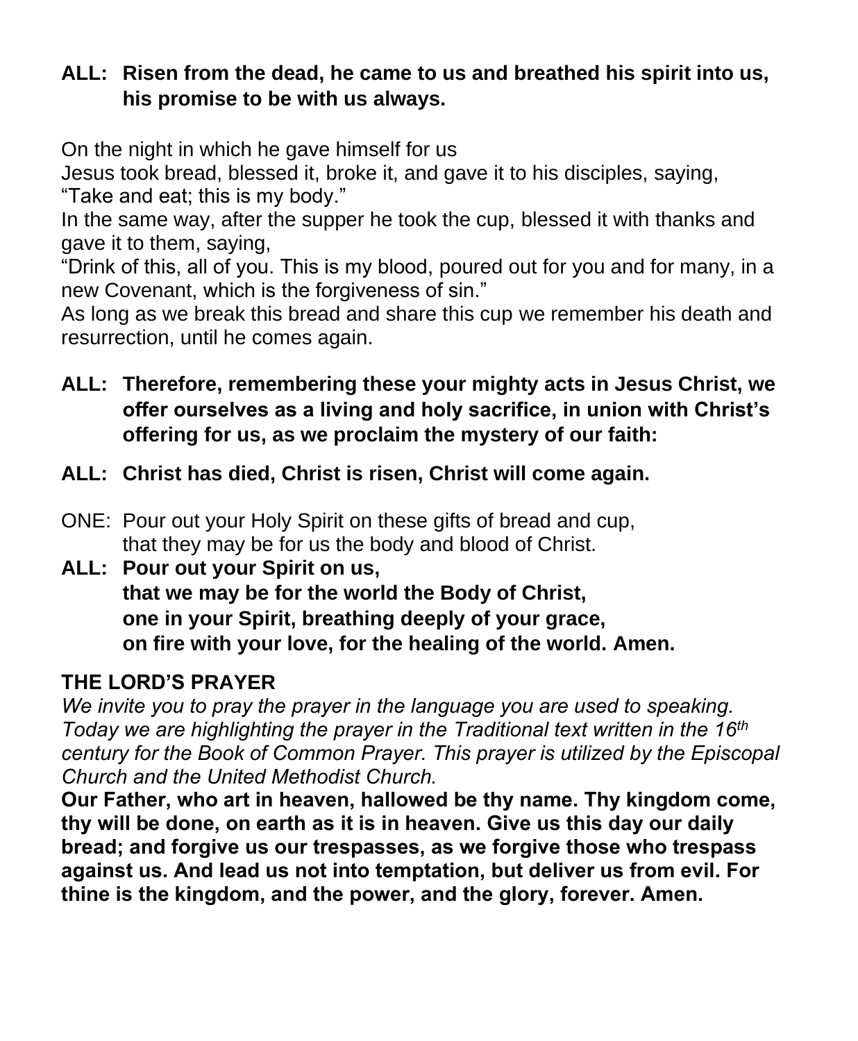**ALL: Risen from the dead, he came to us and breathed his spirit into us, his promise to be with us always.**

On the night in which he gave himself for us
Jesus took bread, blessed it, broke it, and gave it to his disciples, saying,
"Take and eat; this is my body."
In the same way, after the supper he took the cup, blessed it with thanks and gave it to them, saying,
"Drink of this, all of you. This is my blood, poured out for you and for many, in a new Covenant, which is the forgiveness of sin."
As long as we break this bread and share this cup we remember his death and resurrection, until he comes again.

**ALL: Therefore, remembering these your mighty acts in Jesus Christ, we offer ourselves as a living and holy sacrifice, in union with Christ's offering for us, as we proclaim the mystery of our faith:**

**ALL: Christ has died, Christ is risen, Christ will come again.**

ONE: Pour out your Holy Spirit on these gifts of bread and cup,
that they may be for us the body and blood of Christ.

**ALL: Pour out your Spirit on us,**
**that we may be for the world the Body of Christ,**
**one in your Spirit, breathing deeply of your grace,**
**on fire with your love, for the healing of the world. Amen.**

## THE LORD'S PRAYER

*We invite you to pray the prayer in the language you are used to speaking. Today we are highlighting the prayer in the Traditional text written in the 16th century for the Book of Common Prayer. This prayer is utilized by the Episcopal Church and the United Methodist Church.*

**Our Father, who art in heaven, hallowed be thy name. Thy kingdom come, thy will be done, on earth as it is in heaven. Give us this day our daily bread; and forgive us our trespasses, as we forgive those who trespass against us. And lead us not into temptation, but deliver us from evil. For thine is the kingdom, and the power, and the glory, forever. Amen.**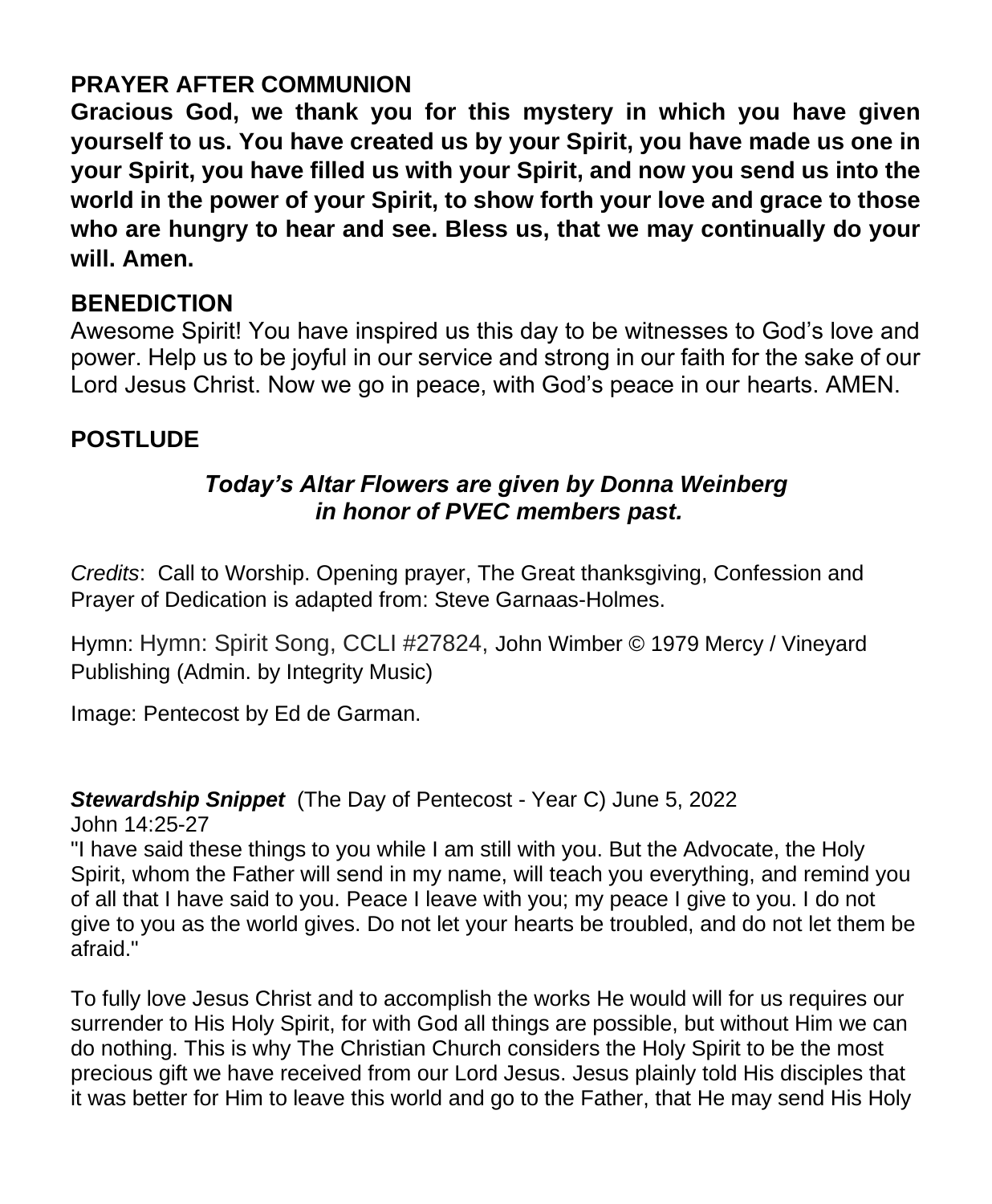## PRAYER AFTER COMMUNION

**Gracious God, we thank you for this mystery in which you have given yourself to us. You have created us by your Spirit, you have made us one in your Spirit, you have filled us with your Spirit, and now you send us into the world in the power of your Spirit, to show forth your love and grace to those who are hungry to hear and see. Bless us, that we may continually do your will. Amen.**

## BENEDICTION

Awesome Spirit! You have inspired us this day to be witnesses to God's love and power. Help us to be joyful in our service and strong in our faith for the sake of our Lord Jesus Christ. Now we go in peace, with God's peace in our hearts. AMEN.

## POSTLUDE

***Today's Altar Flowers are given by Donna Weinberg in honor of PVEC members past.***

*Credits*: Call to Worship. Opening prayer, The Great thanksgiving, Confession and Prayer of Dedication is adapted from: Steve Garnaas-Holmes.

Hymn: Hymn: Spirit Song, CCLI #27824, John Wimber © 1979 Mercy / Vineyard Publishing (Admin. by Integrity Music)

Image: Pentecost by Ed de Garman.

***Stewardship Snippet*** (The Day of Pentecost - Year C) June 5, 2022
John 14:25-27
"I have said these things to you while I am still with you. But the Advocate, the Holy Spirit, whom the Father will send in my name, will teach you everything, and remind you of all that I have said to you. Peace I leave with you; my peace I give to you. I do not give to you as the world gives. Do not let your hearts be troubled, and do not let them be afraid."

To fully love Jesus Christ and to accomplish the works He would will for us requires our surrender to His Holy Spirit, for with God all things are possible, but without Him we can do nothing. This is why The Christian Church considers the Holy Spirit to be the most precious gift we have received from our Lord Jesus. Jesus plainly told His disciples that it was better for Him to leave this world and go to the Father, that He may send His Holy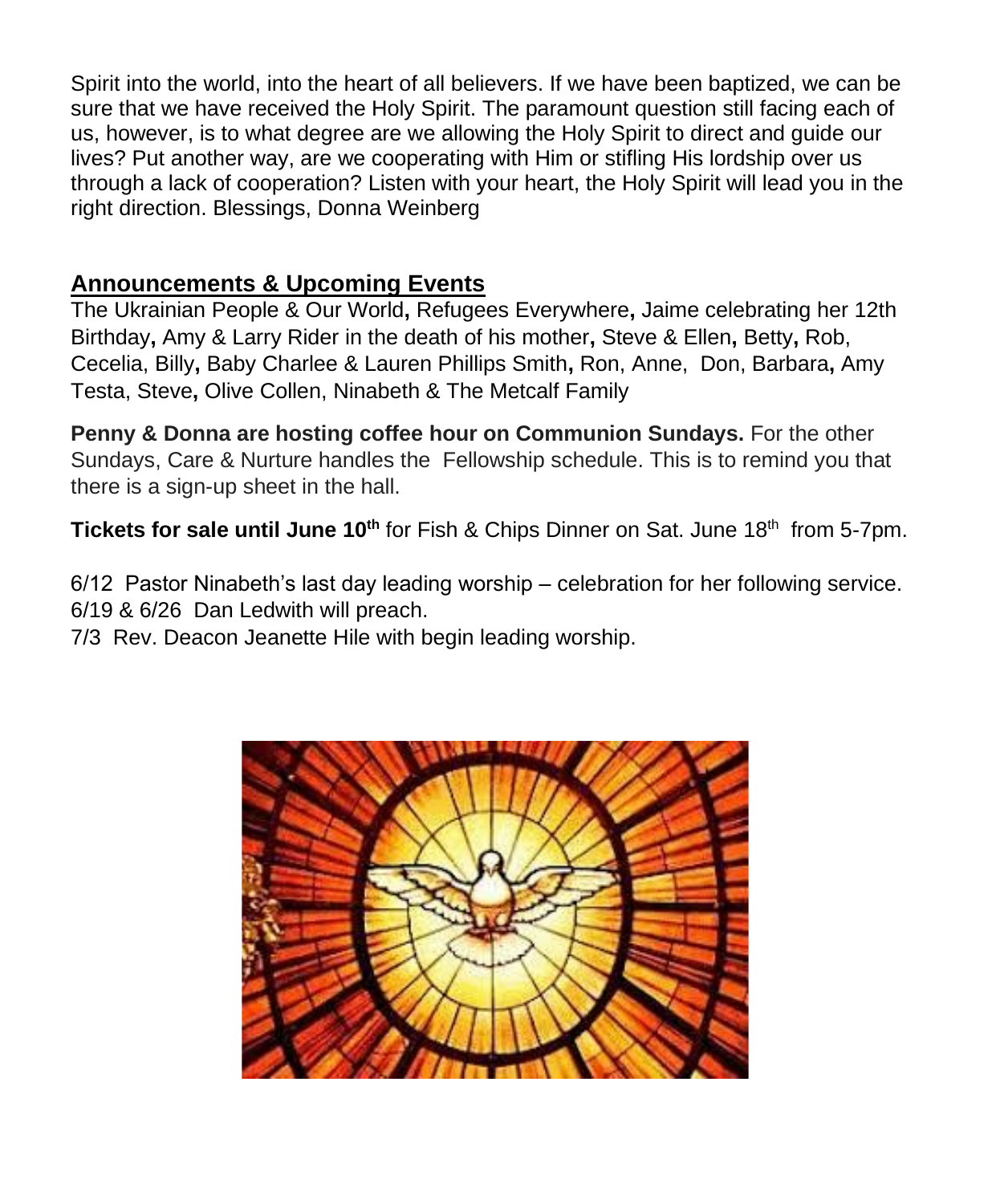Spirit into the world, into the heart of all believers. If we have been baptized, we can be sure that we have received the Holy Spirit. The paramount question still facing each of us, however, is to what degree are we allowing the Holy Spirit to direct and guide our lives? Put another way, are we cooperating with Him or stifling His lordship over us through a lack of cooperation? Listen with your heart, the Holy Spirit will lead you in the right direction. Blessings, Donna Weinberg

## Announcements & Upcoming Events

The Ukrainian People & Our World**,** Refugees Everywhere**,** Jaime celebrating her 12th Birthday**,** Amy & Larry Rider in the death of his mother**,** Steve & Ellen**,** Betty**,** Rob, Cecelia, Billy**,** Baby Charlee & Lauren Phillips Smith**,** Ron, Anne, Don, Barbara**,** Amy Testa, Steve**,** Olive Collen, Ninabeth & The Metcalf Family

**Penny & Donna are hosting coffee hour on Communion Sundays.** For the other Sundays, Care & Nurture handles the Fellowship schedule. This is to remind you that there is a sign-up sheet in the hall.

**Tickets for sale until June 10th** for Fish & Chips Dinner on Sat. June 18th from 5-7pm.

6/12 Pastor Ninabeth's last day leading worship – celebration for her following service.
6/19 & 6/26 Dan Ledwith will preach.
7/3 Rev. Deacon Jeanette Hile with begin leading worship.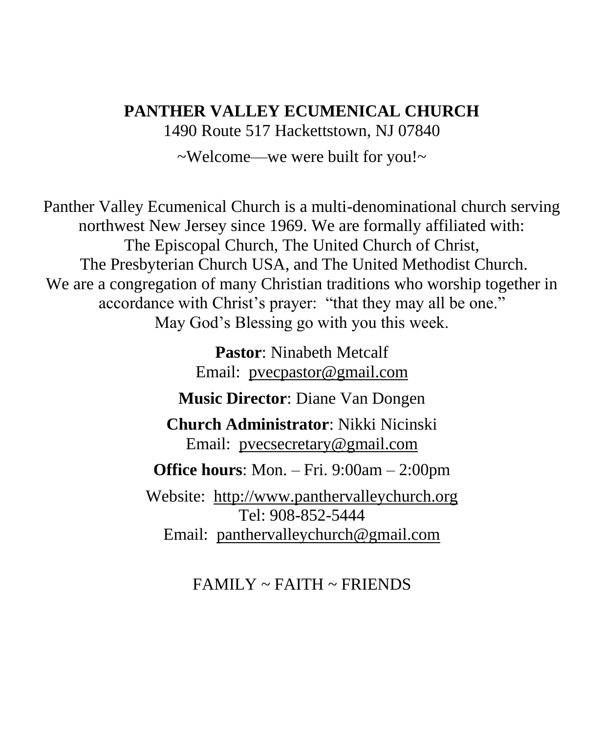# PANTHER VALLEY ECUMENICAL CHURCH

1490 Route 517 Hackettstown, NJ 07840

~Welcome—we were built for you!~

Panther Valley Ecumenical Church is a multi-denominational church serving northwest New Jersey since 1969. We are formally affiliated with: The Episcopal Church, The United Church of Christ, The Presbyterian Church USA, and The United Methodist Church. We are a congregation of many Christian traditions who worship together in accordance with Christ's prayer: "that they may all be one." May God's Blessing go with you this week.

**Pastor**: Ninabeth Metcalf
Email: pvecpastor@gmail.com

**Music Director**: Diane Van Dongen

**Church Administrator**: Nikki Nicinski
Email: pvecsecretary@gmail.com

**Office hours**: Mon. – Fri. 9:00am – 2:00pm

Website: http://www.panthervalleychurch.org
Tel: 908-852-5444
Email: panthervalleychurch@gmail.com

FAMILY ~ FAITH ~ FRIENDS